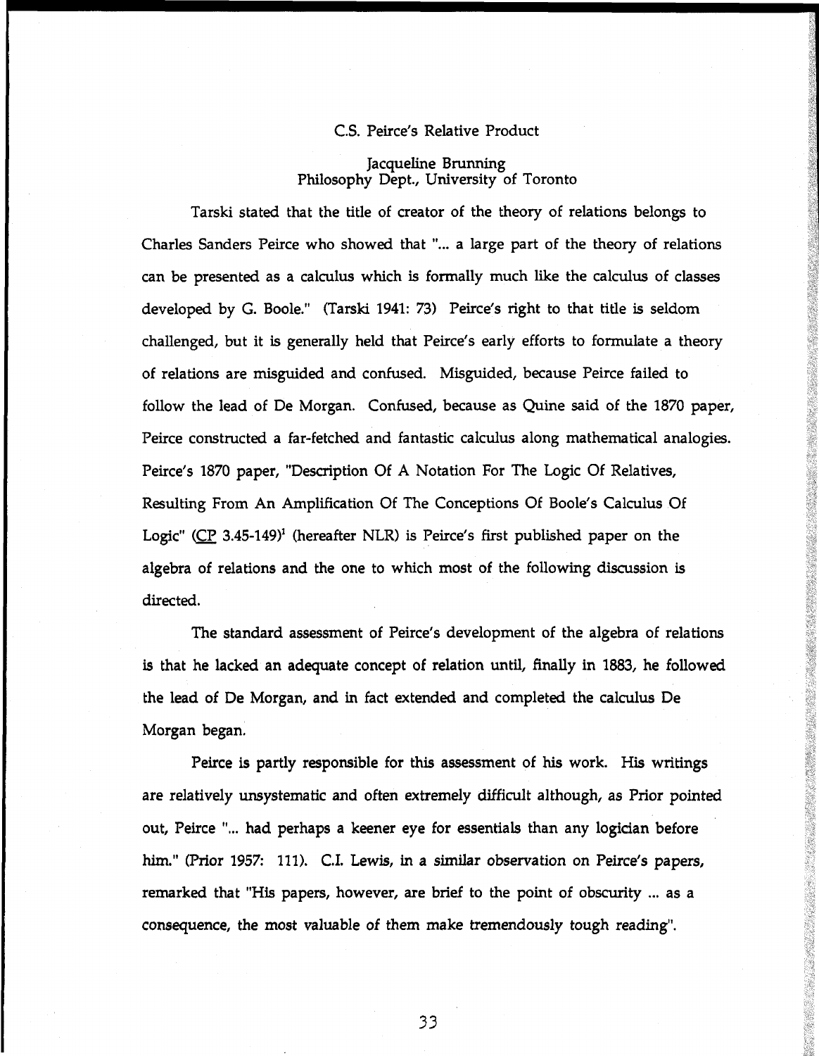# C.S. Peirce's Relative Product

Jacqueline Brunning
Philosophy Dept., University of Toronto

Tarski stated that the title of creator of the theory of relations belongs to Charles Sanders Peirce who showed that "... a large part of the theory of relations can be presented as a calculus which is formally much like the calculus of classes developed by G. Boole." (Tarski 1941: 73) Peirce's right to that title is seldom challenged, but it is generally held that Peirce's early efforts to formulate a theory of relations are misguided and confused. Misguided, because Peirce failed to follow the lead of De Morgan. Confused, because as Quine said of the 1870 paper, Peirce constructed a far-fetched and fantastic calculus along mathematical analogies. Peirce's 1870 paper, "Description Of A Notation For The Logic Of Relatives, Resulting From An Amplification Of The Conceptions Of Boole's Calculus Of Logic" (CP 3.45-149)[1] (hereafter NLR) is Peirce's first published paper on the algebra of relations and the one to which most of the following discussion is directed.

The standard assessment of Peirce's development of the algebra of relations is that he lacked an adequate concept of relation until, finally in 1883, he followed the lead of De Morgan, and in fact extended and completed the calculus De Morgan began.

Peirce is partly responsible for this assessment of his work. His writings are relatively unsystematic and often extremely difficult although, as Prior pointed out, Peirce "... had perhaps a keener eye for essentials than any logician before him." (Prior 1957: 111). C.I. Lewis, in a similar observation on Peirce's papers, remarked that "His papers, however, are brief to the point of obscurity ... as a consequence, the most valuable of them make tremendously tough reading".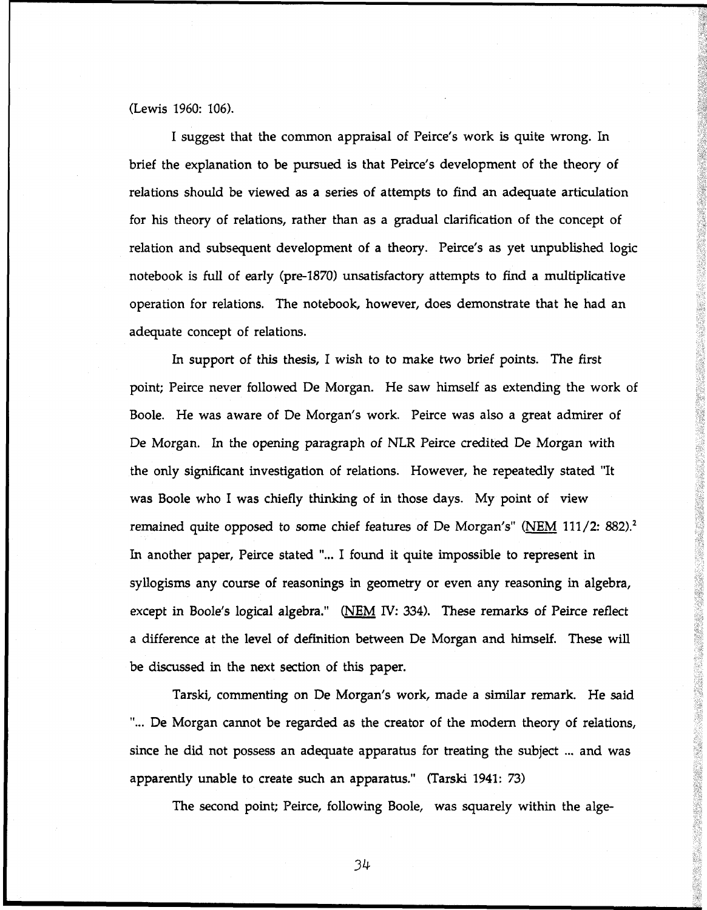(Lewis 1960: 106).

I suggest that the common appraisal of Peirce's work is quite wrong. In brief the explanation to be pursued is that Peirce's development of the theory of relations should be viewed as a series of attempts to find an adequate articulation for his theory of relations, rather than as a gradual clarification of the concept of relation and subsequent development of a theory. Peirce's as yet unpublished logic notebook is full of early (pre-1870) unsatisfactory attempts to find a multiplicative operation for relations. The notebook, however, does demonstrate that he had an adequate concept of relations.

In support of this thesis, I wish to to make two brief points. The first point; Peirce never followed De Morgan. He saw himself as extending the work of Boole. He was aware of De Morgan's work. Peirce was also a great admirer of De Morgan. In the opening paragraph of NLR Peirce credited De Morgan with the only significant investigation of relations. However, he repeatedly stated "It was Boole who I was chiefly thinking of in those days. My point of view remained quite opposed to some chief features of De Morgan's" (NEM 111/2: 882).[2] In another paper, Peirce stated "... I found it quite impossible to represent in syllogisms any course of reasonings in geometry or even any reasoning in algebra, except in Boole's logical algebra." (NEM IV: 334). These remarks of Peirce reflect a difference at the level of definition between De Morgan and himself. These will be discussed in the next section of this paper.

Tarski, commenting on De Morgan's work, made a similar remark. He said "... De Morgan cannot be regarded as the creator of the modern theory of relations, since he did not possess an adequate apparatus for treating the subject ... and was apparently unable to create such an apparatus." (Tarski 1941: 73)

The second point; Peirce, following Boole, was squarely within the alge-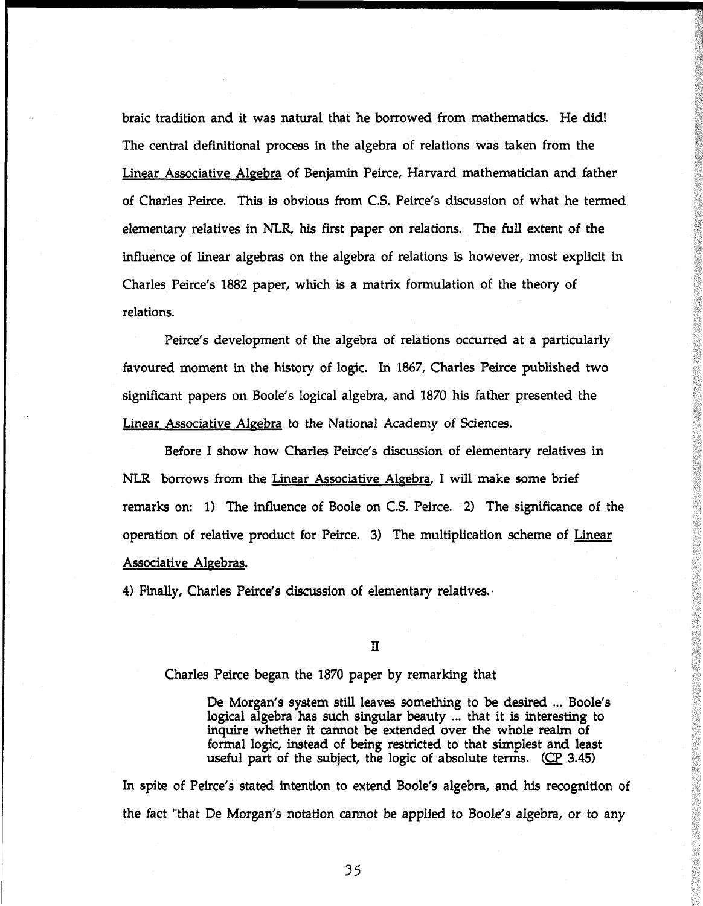braic tradition and it was natural that he borrowed from mathematics. He did! The central definitional process in the algebra of relations was taken from the Linear Associative Algebra of Benjamin Peirce, Harvard mathematician and father of Charles Peirce. This is obvious from C.S. Peirce's discussion of what he termed elementary relatives in NLR, his first paper on relations. The full extent of the influence of linear algebras on the algebra of relations is however, most explicit in Charles Peirce's 1882 paper, which is a matrix formulation of the theory of relations.

Peirce's development of the algebra of relations occurred at a particularly favoured moment in the history of logic. In 1867, Charles Peirce published two significant papers on Boole's logical algebra, and 1870 his father presented the Linear Associative Algebra to the National Academy of Sciences.

Before I show how Charles Peirce's discussion of elementary relatives in NLR borrows from the Linear Associative Algebra, I will make some brief remarks on: 1) The influence of Boole on C.S. Peirce. 2) The significance of the operation of relative product for Peirce. 3) The multiplication scheme of Linear Associative Algebras.

4) Finally, Charles Peirce's discussion of elementary relatives.

## II

Charles Peirce began the 1870 paper by remarking that

> De Morgan's system still leaves something to be desired ... Boole's logical algebra has such singular beauty ... that it is interesting to inquire whether it cannot be extended over the whole realm of formal logic, instead of being restricted to that simplest and least useful part of the subject, the logic of absolute terms. (CP 3.45)

In spite of Peirce's stated intention to extend Boole's algebra, and his recognition of the fact "that De Morgan's notation cannot be applied to Boole's algebra, or to any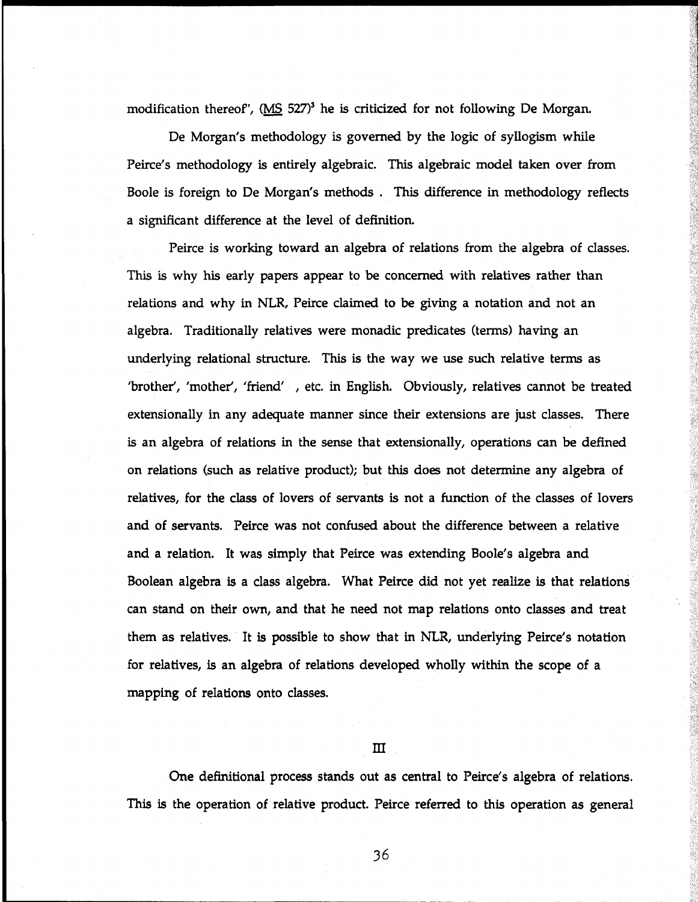modification thereof", (MS 527)[3] he is criticized for not following De Morgan.

De Morgan's methodology is governed by the logic of syllogism while Peirce's methodology is entirely algebraic. This algebraic model taken over from Boole is foreign to De Morgan's methods . This difference in methodology reflects a significant difference at the level of definition.

Peirce is working toward an algebra of relations from the algebra of classes. This is why his early papers appear to be concerned with relatives rather than relations and why in NLR, Peirce claimed to be giving a notation and not an algebra. Traditionally relatives were monadic predicates (terms) having an underlying relational structure. This is the way we use such relative terms as 'brother', 'mother', 'friend' , etc. in English. Obviously, relatives cannot be treated extensionally in any adequate manner since their extensions are just classes. There is an algebra of relations in the sense that extensionally, operations can be defined on relations (such as relative product); but this does not determine any algebra of relatives, for the class of lovers of servants is not a function of the classes of lovers and of servants. Peirce was not confused about the difference between a relative and a relation. It was simply that Peirce was extending Boole's algebra and Boolean algebra is a class algebra. What Peirce did not yet realize is that relations can stand on their own, and that he need not map relations onto classes and treat them as relatives. It is possible to show that in NLR, underlying Peirce's notation for relatives, is an algebra of relations developed wholly within the scope of a mapping of relations onto classes.

## III

One definitional process stands out as central to Peirce's algebra of relations. This is the operation of relative product. Peirce referred to this operation as general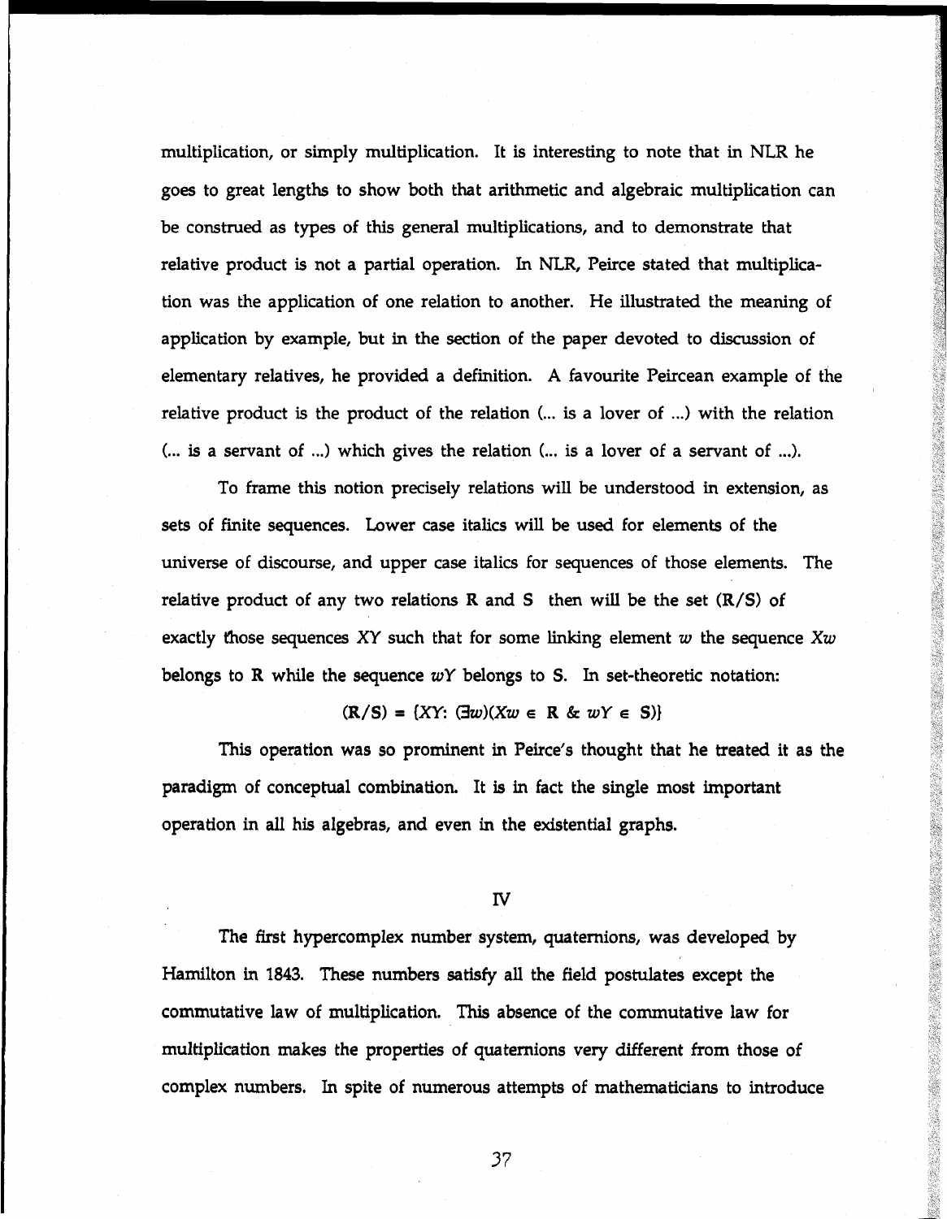multiplication, or simply multiplication. It is interesting to note that in NLR he goes to great lengths to show both that arithmetic and algebraic multiplication can be construed as types of this general multiplications, and to demonstrate that relative product is not a partial operation. In NLR, Peirce stated that multiplication was the application of one relation to another. He illustrated the meaning of application by example, but in the section of the paper devoted to discussion of elementary relatives, he provided a definition. A favourite Peircean example of the relative product is the product of the relation (... is a lover of ...) with the relation (... is a servant of ...) which gives the relation (... is a lover of a servant of ...).

To frame this notion precisely relations will be understood in extension, as sets of finite sequences. Lower case italics will be used for elements of the universe of discourse, and upper case italics for sequences of those elements. The relative product of any two relations **R** and **S** then will be the set (**R**/**S**) of exactly those sequences $XY$ such that for some linking element $w$ the sequence $Xw$ belongs to **R** while the sequence $wY$ belongs to **S**. In set-theoretic notation:

$$(\mathbf{R}/\mathbf{S}) = \{XY: (\exists w)(Xw \in \mathbf{R} \ \& \ wY \in \mathbf{S})\}$$

This operation was so prominent in Peirce's thought that he treated it as the paradigm of conceptual combination. It is in fact the single most important operation in all his algebras, and even in the existential graphs.

## IV

The first hypercomplex number system, quaternions, was developed by Hamilton in 1843. These numbers satisfy all the field postulates except the commutative law of multiplication. This absence of the commutative law for multiplication makes the properties of quaternions very different from those of complex numbers. In spite of numerous attempts of mathematicians to introduce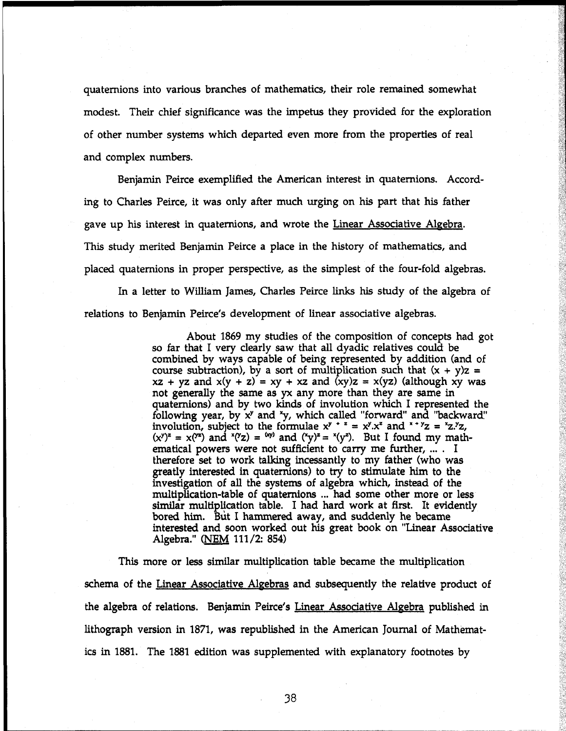quaternions into various branches of mathematics, their role remained somewhat modest. Their chief significance was the impetus they provided for the exploration of other number systems which departed even more from the properties of real and complex numbers.

Benjamin Peirce exemplified the American interest in quaternions. According to Charles Peirce, it was only after much urging on his part that his father gave up his interest in quaternions, and wrote the Linear Associative Algebra. This study merited Benjamin Peirce a place in the history of mathematics, and placed quaternions in proper perspective, as the simplest of the four-fold algebras.

In a letter to William James, Charles Peirce links his study of the algebra of relations to Benjamin Peirce's development of linear associative algebras.

> About 1869 my studies of the composition of concepts had got so far that I very clearly saw that all dyadic relatives could be combined by ways capable of being represented by addition (and of course subtraction), by a sort of multiplication such that $(x + y)z = xz + yz$ and $x(y + z) = xy + xz$ and $(xy)z = x(yz)$ (although xy was not generally the same as yx any more than they are same in quaternions) and by two kinds of involution which I represented the following year, by $x^y$ and ${}^x y$, which called "forward" and "backward" involution, subject to the formulae $x^{y+z} = x^y.x^z$ and ${}^{x+y}z = {}^x z.{}^y z$, $(x^y)^z = x^{(yz)}$ and ${}^x({}^y z) = {}^{(xy)}$ and $({}^x y)^z = {}^x(y^z)$. But I found my mathematical powers were not sufficient to carry me further, ... . I therefore set to work talking incessantly to my father (who was greatly interested in quaternions) to try to stimulate him to the investigation of all the systems of algebra which, instead of the multiplication-table of quaternions ... had some other more or less similar multiplication table. I had hard work at first. It evidently bored him. But I hammered away, and suddenly he became interested and soon worked out his great book on "Linear Associative Algebra." (NEM 111/2: 854)

This more or less similar multiplication table became the multiplication schema of the Linear Associative Algebras and subsequently the relative product of the algebra of relations. Benjamin Peirce's Linear Associative Algebra published in lithograph version in 1871, was republished in the American Journal of Mathematics in 1881. The 1881 edition was supplemented with explanatory footnotes by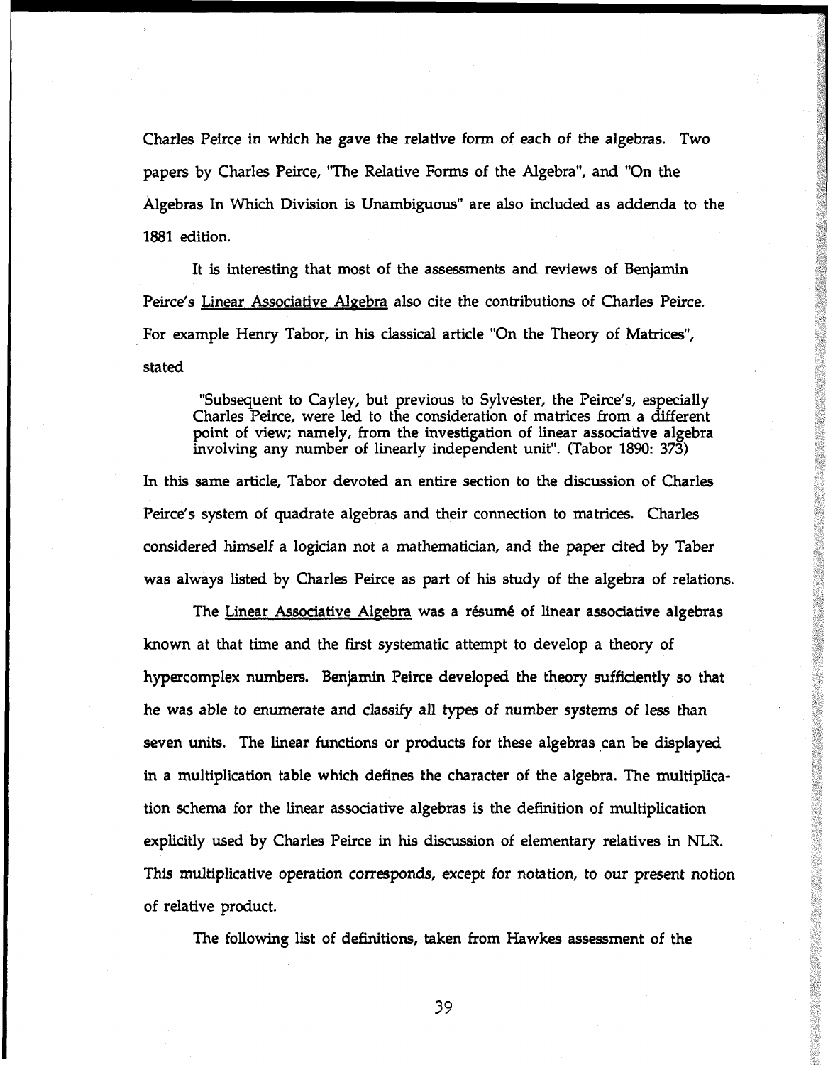Charles Peirce in which he gave the relative form of each of the algebras. Two papers by Charles Peirce, "The Relative Forms of the Algebra", and "On the Algebras In Which Division is Unambiguous" are also included as addenda to the 1881 edition.

It is interesting that most of the assessments and reviews of Benjamin Peirce's Linear Associative Algebra also cite the contributions of Charles Peirce. For example Henry Tabor, in his classical article "On the Theory of Matrices", stated

> "Subsequent to Cayley, but previous to Sylvester, the Peirce's, especially Charles Peirce, were led to the consideration of matrices from a different point of view; namely, from the investigation of linear associative algebra involving any number of linearly independent unit". (Tabor 1890: 373)

In this same article, Tabor devoted an entire section to the discussion of Charles Peirce's system of quadrate algebras and their connection to matrices. Charles considered himself a logician not a mathematician, and the paper cited by Taber was always listed by Charles Peirce as part of his study of the algebra of relations.

The Linear Associative Algebra was a résumé of linear associative algebras known at that time and the first systematic attempt to develop a theory of hypercomplex numbers. Benjamin Peirce developed the theory sufficiently so that he was able to enumerate and classify all types of number systems of less than seven units. The linear functions or products for these algebras can be displayed in a multiplication table which defines the character of the algebra. The multiplication schema for the linear associative algebras is the definition of multiplication explicitly used by Charles Peirce in his discussion of elementary relatives in NLR. This multiplicative operation corresponds, except for notation, to our present notion of relative product.

The following list of definitions, taken from Hawkes assessment of the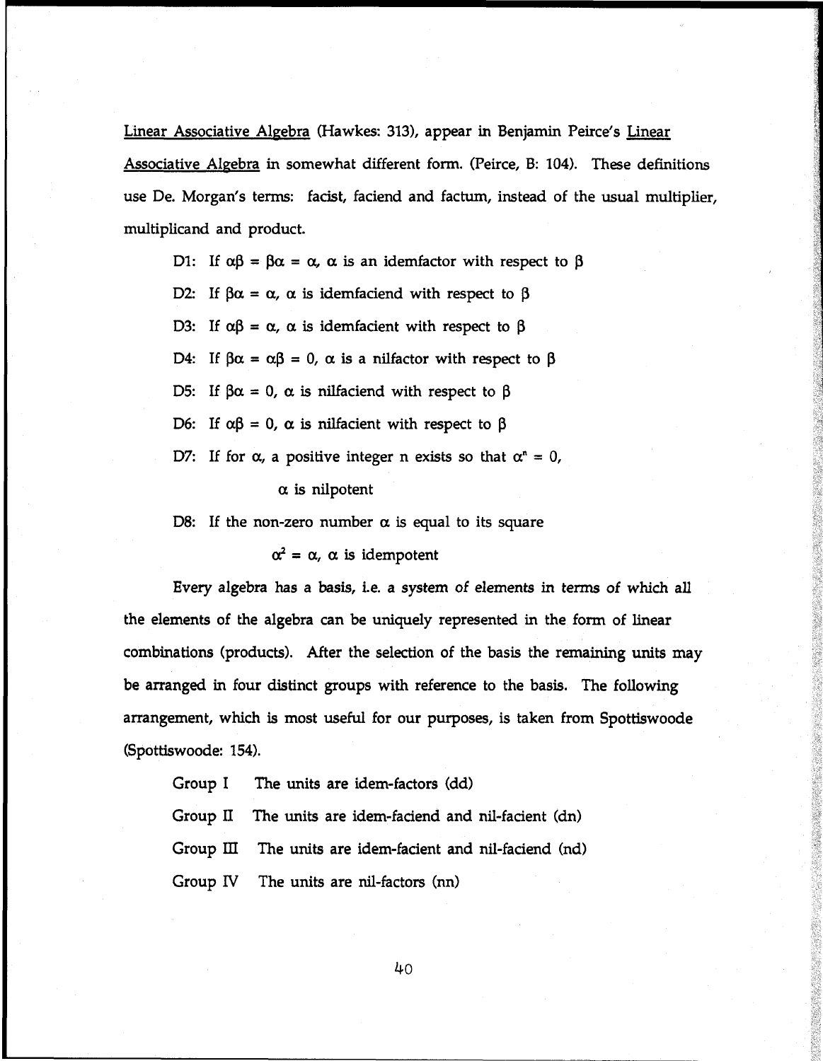Linear Associative Algebra (Hawkes: 313), appear in Benjamin Peirce's Linear Associative Algebra in somewhat different form. (Peirce, B: 104). These definitions use De. Morgan's terms: facist, faciend and factum, instead of the usual multiplier, multiplicand and product.

D1: If $\alpha\beta = \beta\alpha = \alpha$, $\alpha$ is an idemfactor with respect to $\beta$

D2: If $\beta\alpha = \alpha$, $\alpha$ is idemfaciend with respect to $\beta$

D3: If $\alpha\beta = \alpha$, $\alpha$ is idemfacient with respect to $\beta$

D4: If $\beta\alpha = \alpha\beta = 0$, $\alpha$ is a nilfactor with respect to $\beta$

D5: If $\beta\alpha = 0$, $\alpha$ is nilfaciend with respect to $\beta$

D6: If $\alpha\beta = 0$, $\alpha$ is nilfacient with respect to $\beta$

D7: If for $\alpha$, a positive integer n exists so that $\alpha^n = 0$,

$\alpha$ is nilpotent

D8: If the non-zero number $\alpha$ is equal to its square

$\alpha^2 = \alpha$, $\alpha$ is idempotent

Every algebra has a basis, i.e. a system of elements in terms of which all the elements of the algebra can be uniquely represented in the form of linear combinations (products). After the selection of the basis the remaining units may be arranged in four distinct groups with reference to the basis. The following arrangement, which is most useful for our purposes, is taken from Spottiswoode (Spottiswoode: 154).

Group I The units are idem-factors (dd)

Group II The units are idem-faciend and nil-facient (dn)

Group III The units are idem-facient and nil-faciend (nd)

Group IV The units are nil-factors (nn)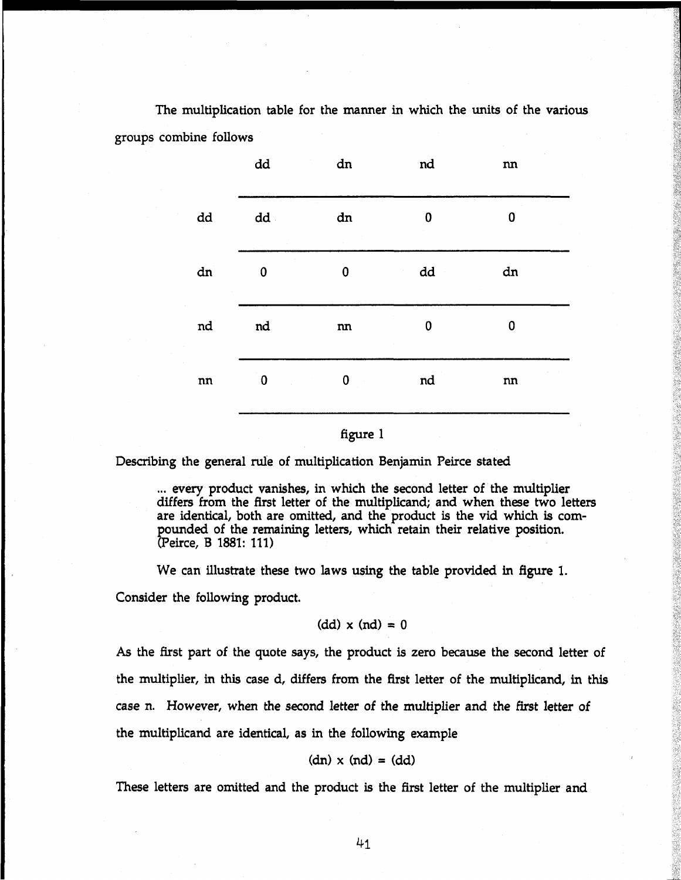The multiplication table for the manner in which the units of the various groups combine follows

| | dd | dn | nd | nn |
|---|---|---|---|---|
| dd | dd | dn | 0 | 0 |
| dn | 0 | 0 | dd | dn |
| nd | nd | nn | 0 | 0 |
| nn | 0 | 0 | nd | nn |

figure 1

Describing the general rule of multiplication Benjamin Peirce stated

> ... every product vanishes, in which the second letter of the multiplier differs from the first letter of the multiplicand; and when these two letters are identical, both are omitted, and the product is the vid which is compounded of the remaining letters, which retain their relative position. (Peirce, B 1881: 111)

We can illustrate these two laws using the table provided in figure 1. Consider the following product.

$$(dd) \times (nd) = 0$$

As the first part of the quote says, the product is zero because the second letter of the multiplier, in this case d, differs from the first letter of the multiplicand, in this case n. However, when the second letter of the multiplier and the first letter of the multiplicand are identical, as in the following example

$$(dn) \times (nd) = (dd)$$

These letters are omitted and the product is the first letter of the multiplier and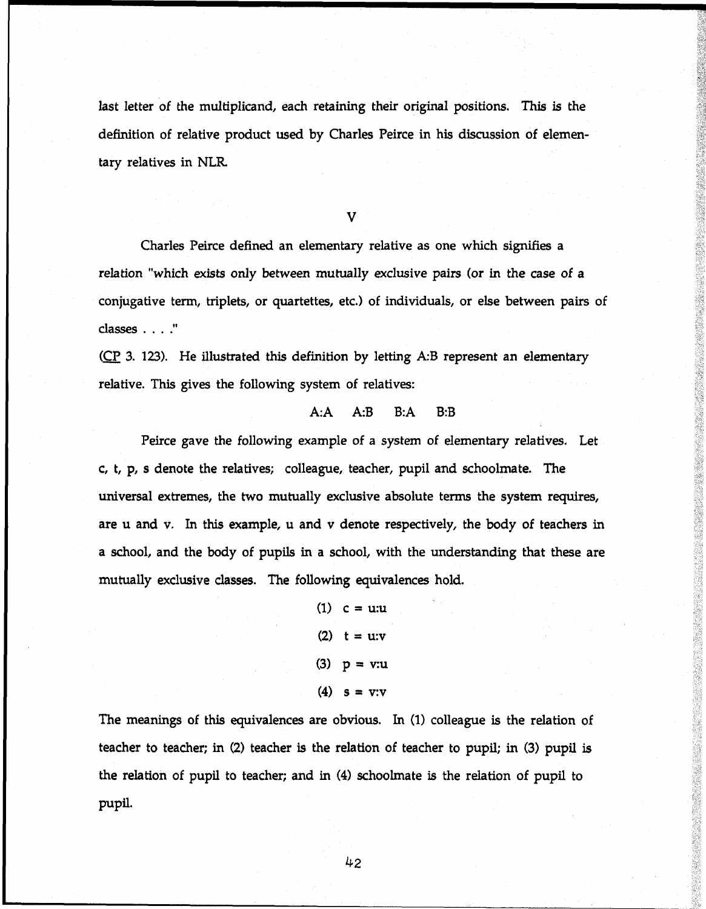last letter of the multiplicand, each retaining their original positions. This is the definition of relative product used by Charles Peirce in his discussion of elementary relatives in NLR.

## V

Charles Peirce defined an elementary relative as one which signifies a relation "which exists only between mutually exclusive pairs (or in the case of a conjugative term, triplets, or quartettes, etc.) of individuals, or else between pairs of classes . . . ."

(CP 3. 123). He illustrated this definition by letting A:B represent an elementary relative. This gives the following system of relatives:

A:A  A:B  B:A  B:B

Peirce gave the following example of a system of elementary relatives. Let c, t, p, s denote the relatives; colleague, teacher, pupil and schoolmate. The universal extremes, the two mutually exclusive absolute terms the system requires, are u and v. In this example, u and v denote respectively, the body of teachers in a school, and the body of pupils in a school, with the understanding that these are mutually exclusive classes. The following equivalences hold.

(1) c = u:u

(2) t = u:v

(3) p = v:u

(4) s = v:v

The meanings of this equivalences are obvious. In (1) colleague is the relation of teacher to teacher; in (2) teacher is the relation of teacher to pupil; in (3) pupil is the relation of pupil to teacher; and in (4) schoolmate is the relation of pupil to pupil.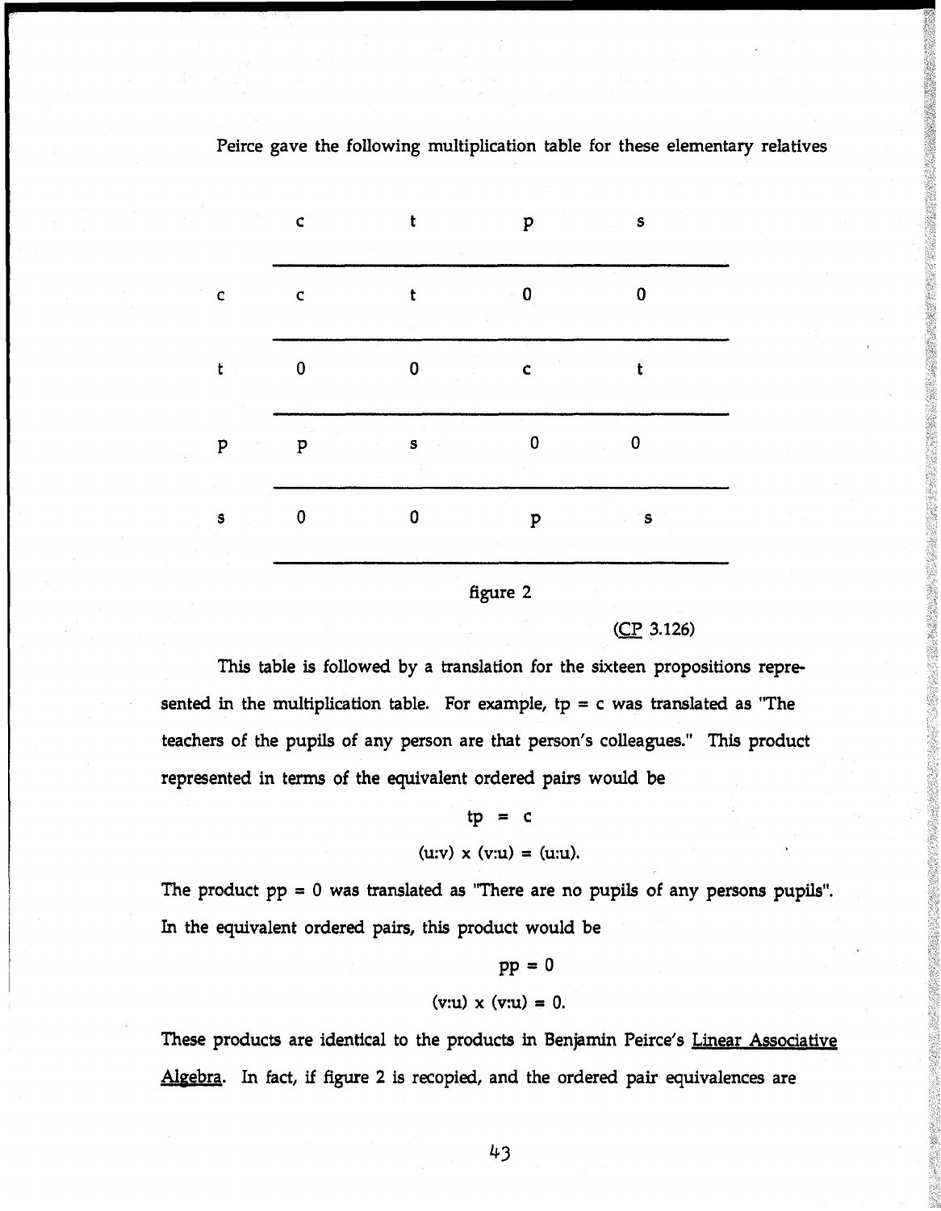Peirce gave the following multiplication table for these elementary relatives

| | c | t | p | s |
|---|---|---|---|---|
| c | c | t | 0 | 0 |
| t | 0 | 0 | c | t |
| p | p | s | 0 | 0 |
| s | 0 | 0 | p | s |

figure 2

(CP 3.126)

This table is followed by a translation for the sixteen propositions represented in the multiplication table. For example, tp = c was translated as "The teachers of the pupils of any person are that person's colleagues." This product represented in terms of the equivalent ordered pairs would be

$$tp = c$$

$$(u{:}v) \times (v{:}u) = (u{:}u).$$

The product pp = 0 was translated as "There are no pupils of any persons pupils". In the equivalent ordered pairs, this product would be

$$pp = 0$$

$$(v{:}u) \times (v{:}u) = 0.$$

These products are identical to the products in Benjamin Peirce's Linear Associative Algebra. In fact, if figure 2 is recopied, and the ordered pair equivalences are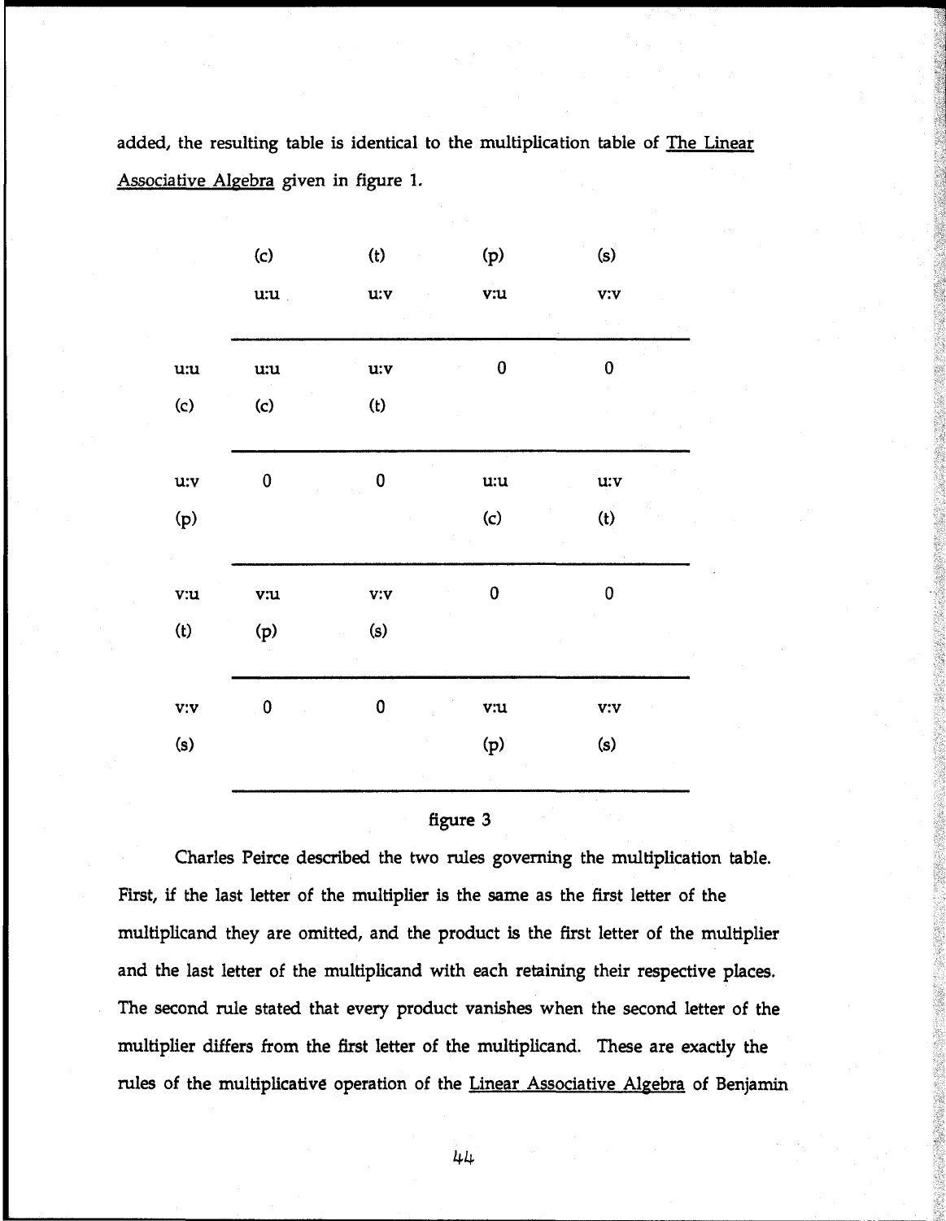added, the resulting table is identical to the multiplication table of <u>The Linear Associative Algebra</u> given in figure 1.

| | (c) u:u | (t) u:v | (p) v:u | (s) v:v |
|---|---|---|---|---|
| u:u (c) | u:u (c) | u:v (t) | 0 | 0 |
| u:v (p) | 0 | 0 | u:u (c) | u:v (t) |
| v:u (t) | v:u (p) | v:v (s) | 0 | 0 |
| v:v (s) | 0 | 0 | v:u (p) | v:v (s) |

figure 3

Charles Peirce described the two rules governing the multiplication table. First, if the last letter of the multiplier is the same as the first letter of the multiplicand they are omitted, and the product is the first letter of the multiplier and the last letter of the multiplicand with each retaining their respective places. The second rule stated that every product vanishes when the second letter of the multiplier differs from the first letter of the multiplicand. These are exactly the rules of the multiplicative operation of the <u>Linear Associative Algebra</u> of Benjamin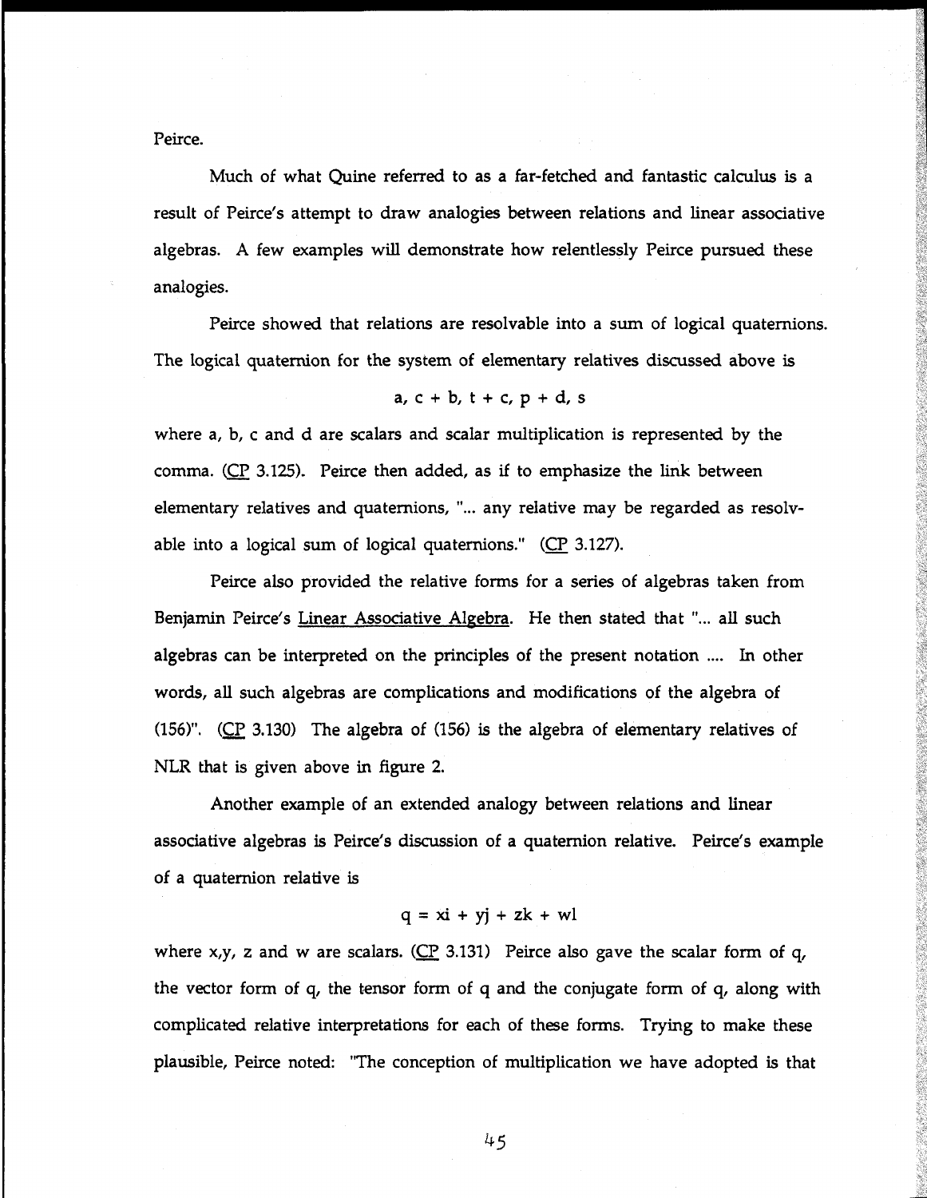Peirce.

Much of what Quine referred to as a far-fetched and fantastic calculus is a result of Peirce's attempt to draw analogies between relations and linear associative algebras. A few examples will demonstrate how relentlessly Peirce pursued these analogies.

Peirce showed that relations are resolvable into a sum of logical quaternions. The logical quaternion for the system of elementary relatives discussed above is

$$a, c + b, t + c, p + d, s$$

where a, b, c and d are scalars and scalar multiplication is represented by the comma. (CP 3.125). Peirce then added, as if to emphasize the link between elementary relatives and quaternions, "... any relative may be regarded as resolvable into a logical sum of logical quaternions." (CP 3.127).

Peirce also provided the relative forms for a series of algebras taken from Benjamin Peirce's Linear Associative Algebra. He then stated that "... all such algebras can be interpreted on the principles of the present notation .... In other words, all such algebras are complications and modifications of the algebra of (156)". (CP 3.130) The algebra of (156) is the algebra of elementary relatives of NLR that is given above in figure 2.

Another example of an extended analogy between relations and linear associative algebras is Peirce's discussion of a quaternion relative. Peirce's example of a quaternion relative is

$$q = xi + yj + zk + wl$$

where x,y, z and w are scalars. (CP 3.131) Peirce also gave the scalar form of q, the vector form of q, the tensor form of q and the conjugate form of q, along with complicated relative interpretations for each of these forms. Trying to make these plausible, Peirce noted: "The conception of multiplication we have adopted is that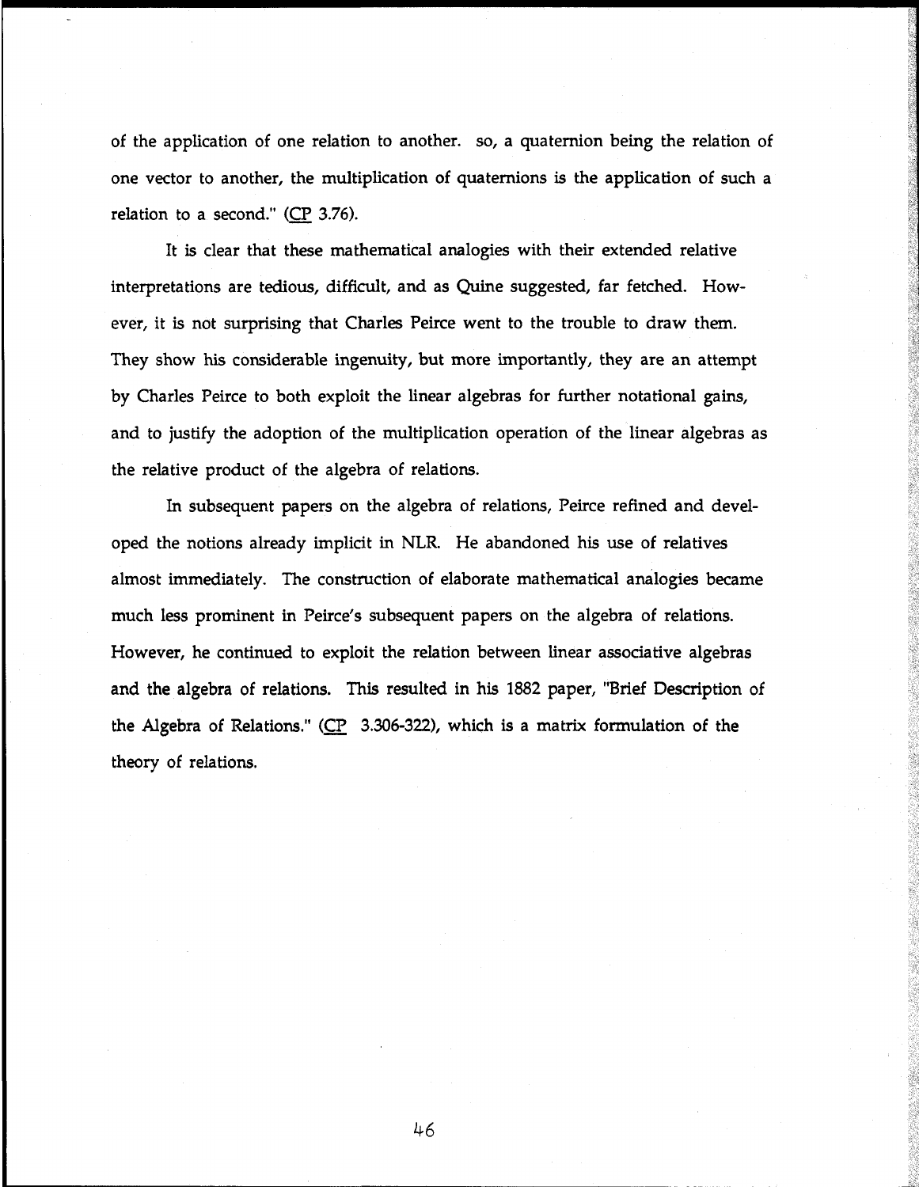of the application of one relation to another. so, a quaternion being the relation of one vector to another, the multiplication of quaternions is the application of such a relation to a second." (CP 3.76).

It is clear that these mathematical analogies with their extended relative interpretations are tedious, difficult, and as Quine suggested, far fetched. However, it is not surprising that Charles Peirce went to the trouble to draw them. They show his considerable ingenuity, but more importantly, they are an attempt by Charles Peirce to both exploit the linear algebras for further notational gains, and to justify the adoption of the multiplication operation of the linear algebras as the relative product of the algebra of relations.

In subsequent papers on the algebra of relations, Peirce refined and developed the notions already implicit in NLR. He abandoned his use of relatives almost immediately. The construction of elaborate mathematical analogies became much less prominent in Peirce's subsequent papers on the algebra of relations. However, he continued to exploit the relation between linear associative algebras and the algebra of relations. This resulted in his 1882 paper, "Brief Description of the Algebra of Relations." (CP 3.306-322), which is a matrix formulation of the theory of relations.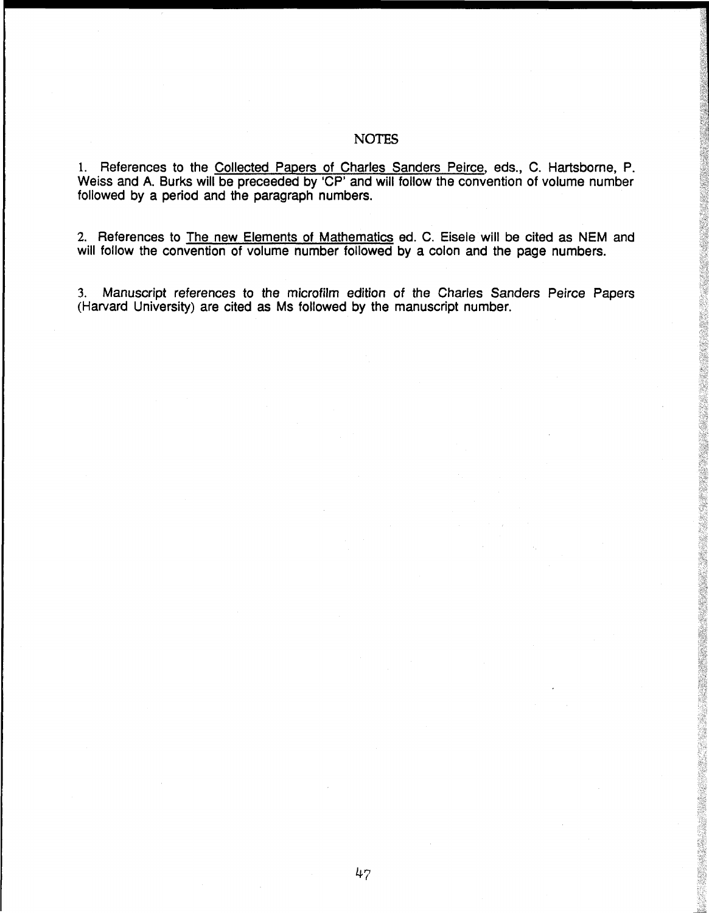## NOTES

1. References to the Collected Papers of Charles Sanders Peirce, eds., C. Hartsborne, P. Weiss and A. Burks will be preceeded by 'CP' and will follow the convention of volume number followed by a period and the paragraph numbers.

2. References to The new Elements of Mathematics ed. C. Eisele will be cited as NEM and will follow the convention of volume number followed by a colon and the page numbers.

3. Manuscript references to the microfilm edition of the Charles Sanders Peirce Papers (Harvard University) are cited as Ms followed by the manuscript number.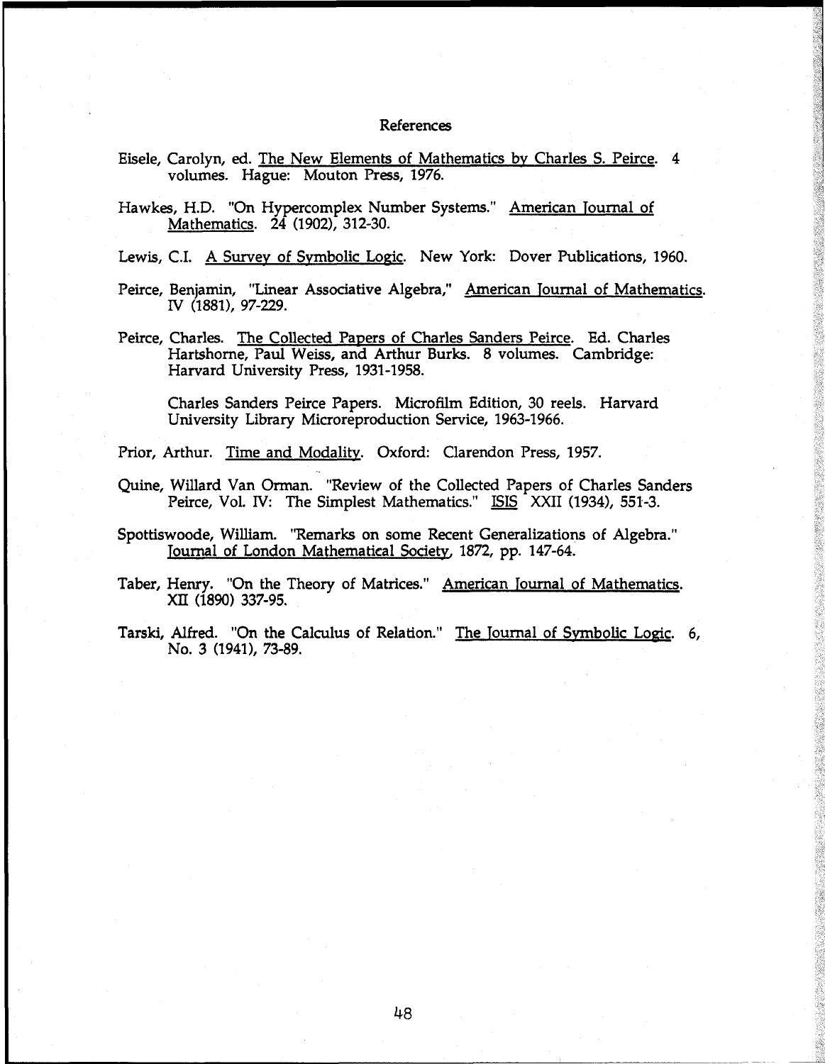## References

Eisele, Carolyn, ed. The New Elements of Mathematics by Charles S. Peirce. 4 volumes. Hague: Mouton Press, 1976.

Hawkes, H.D. "On Hypercomplex Number Systems." American Journal of Mathematics. 24 (1902), 312-30.

Lewis, C.I. A Survey of Symbolic Logic. New York: Dover Publications, 1960.

Peirce, Benjamin, "Linear Associative Algebra," American Journal of Mathematics. IV (1881), 97-229.

Peirce, Charles. The Collected Papers of Charles Sanders Peirce. Ed. Charles Hartshorne, Paul Weiss, and Arthur Burks. 8 volumes. Cambridge: Harvard University Press, 1931-1958.

Charles Sanders Peirce Papers. Microfilm Edition, 30 reels. Harvard University Library Microreproduction Service, 1963-1966.

Prior, Arthur. Time and Modality. Oxford: Clarendon Press, 1957.

Quine, Willard Van Orman. "Review of the Collected Papers of Charles Sanders Peirce, Vol. IV: The Simplest Mathematics." ISIS XXII (1934), 551-3.

Spottiswoode, William. "Remarks on some Recent Generalizations of Algebra." Journal of London Mathematical Society, 1872, pp. 147-64.

Taber, Henry. "On the Theory of Matrices." American Journal of Mathematics. XII (1890) 337-95.

Tarski, Alfred. "On the Calculus of Relation." The Journal of Symbolic Logic. 6, No. 3 (1941), 73-89.